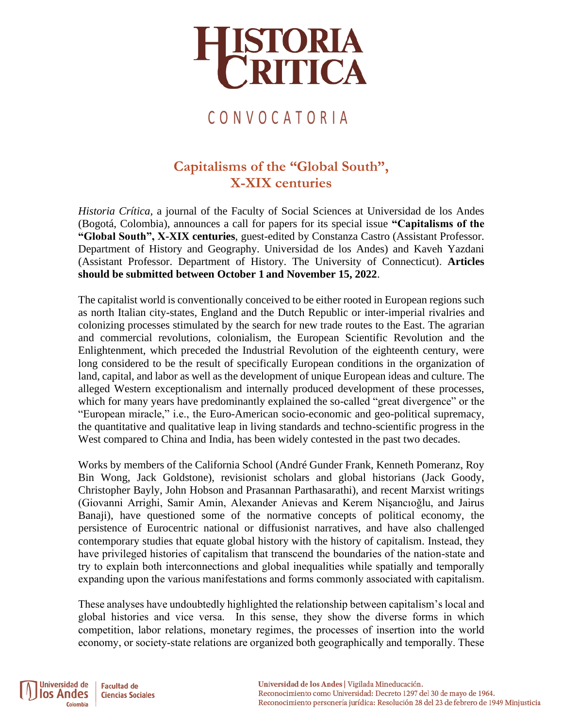# HISTORIA CRITICA

## CONVOCATORIA

## Capitalisms of the "Global South", X-XIX centuries

*Historia Crítica*, a journal of the Faculty of Social Sciences at Universidad de los Andes (Bogotá, Colombia), announces a call for papers for its special issue **"Capitalisms of the "Global South", X-XIX centuries**, guest-edited by Constanza Castro (Assistant Professor. Department of History and Geography. Universidad de los Andes) and Kaveh Yazdani (Assistant Professor. Department of History. The University of Connecticut). **Articles should be submitted between October 1 and November 15, 2022**.

The capitalist world is conventionally conceived to be either rooted in European regions such as north Italian city-states, England and the Dutch Republic or inter-imperial rivalries and colonizing processes stimulated by the search for new trade routes to the East. The agrarian and commercial revolutions, colonialism, the European Scientific Revolution and the Enlightenment, which preceded the Industrial Revolution of the eighteenth century, were long considered to be the result of specifically European conditions in the organization of land, capital, and labor as well as the development of unique European ideas and culture. The alleged Western exceptionalism and internally produced development of these processes, which for many years have predominantly explained the so-called "great divergence" or the "European miracle," i.e., the Euro-American socio-economic and geo-political supremacy, the quantitative and qualitative leap in living standards and techno-scientific progress in the West compared to China and India, has been widely contested in the past two decades.

Works by members of the California School (André Gunder Frank, Kenneth Pomeranz, Roy Bin Wong, Jack Goldstone), revisionist scholars and global historians (Jack Goody, Christopher Bayly, John Hobson and Prasannan Parthasarathi), and recent Marxist writings (Giovanni Arrighi, Samir Amin, Alexander Anievas and Kerem Nişancıoğlu, and Jairus Banaji), have questioned some of the normative concepts of political economy, the persistence of Eurocentric national or diffusionist narratives, and have also challenged contemporary studies that equate global history with the history of capitalism. Instead, they have privileged histories of capitalism that transcend the boundaries of the nation-state and try to explain both interconnections and global inequalities while spatially and temporally expanding upon the various manifestations and forms commonly associated with capitalism.

These analyses have undoubtedly highlighted the relationship between capitalism's local and global histories and vice versa. In this sense, they show the diverse forms in which competition, labor relations, monetary regimes, the processes of insertion into the world economy, or society-state relations are organized both geographically and temporally. These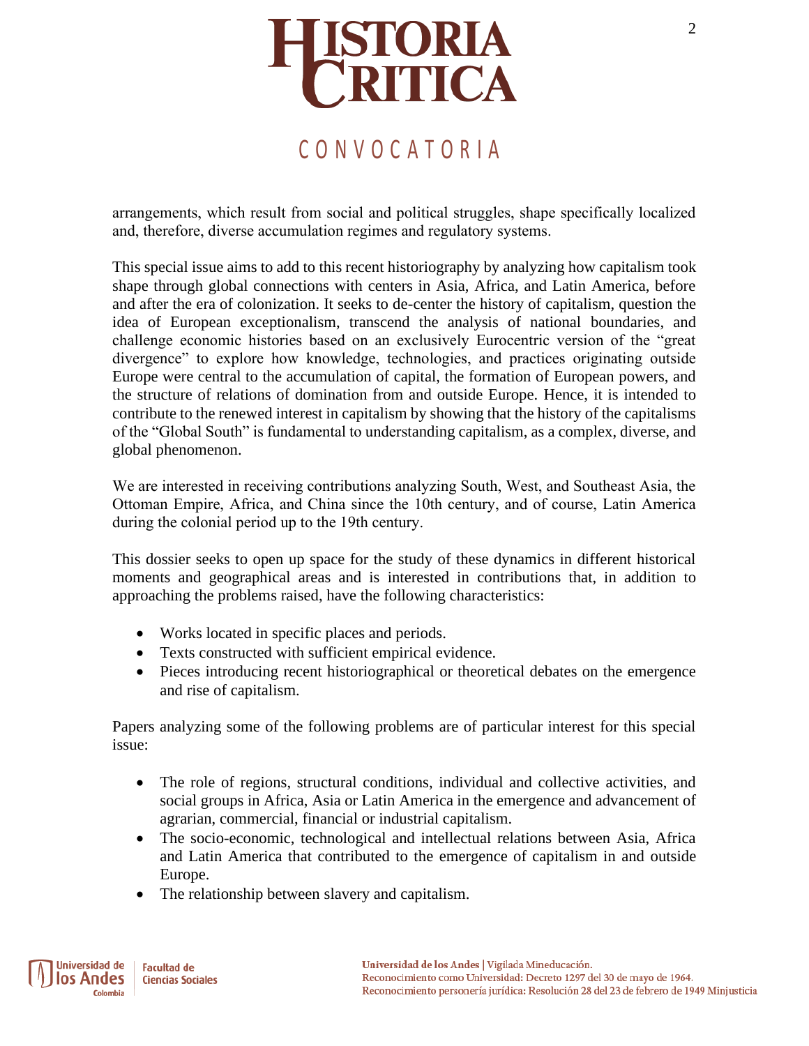arrangements, which result from social and political struggles, shape specifically localized and, therefore, diverse accumulation regimes and regulatory systems.

This special issue aims to add to this recent historiography by analyzing how capitalism took shape through global connections with centers in Asia, Africa, and Latin America, before and after the era of colonization. It seeks to de-center the history of capitalism, question the idea of European exceptionalism, transcend the analysis of national boundaries, and challenge economic histories based on an exclusively Eurocentric version of the "great divergence" to explore how knowledge, technologies, and practices originating outside Europe were central to the accumulation of capital, the formation of European powers, and the structure of relations of domination from and outside Europe. Hence, it is intended to contribute to the renewed interest in capitalism by showing that the history of the capitalisms of the "Global South" is fundamental to understanding capitalism, as a complex, diverse, and global phenomenon.

We are interested in receiving contributions analyzing South, West, and Southeast Asia, the Ottoman Empire, Africa, and China since the 10th century, and of course, Latin America during the colonial period up to the 19th century.

This dossier seeks to open up space for the study of these dynamics in different historical moments and geographical areas and is interested in contributions that, in addition to approaching the problems raised, have the following characteristics:

- Works located in specific places and periods.
- Texts constructed with sufficient empirical evidence.
- Pieces introducing recent historiographical or theoretical debates on the emergence and rise of capitalism.

Papers analyzing some of the following problems are of particular interest for this special issue:

- The role of regions, structural conditions, individual and collective activities, and social groups in Africa, Asia or Latin America in the emergence and advancement of agrarian, commercial, financial or industrial capitalism.
- The socio-economic, technological and intellectual relations between Asia, Africa and Latin America that contributed to the emergence of capitalism in and outside Europe.
- The relationship between slavery and capitalism.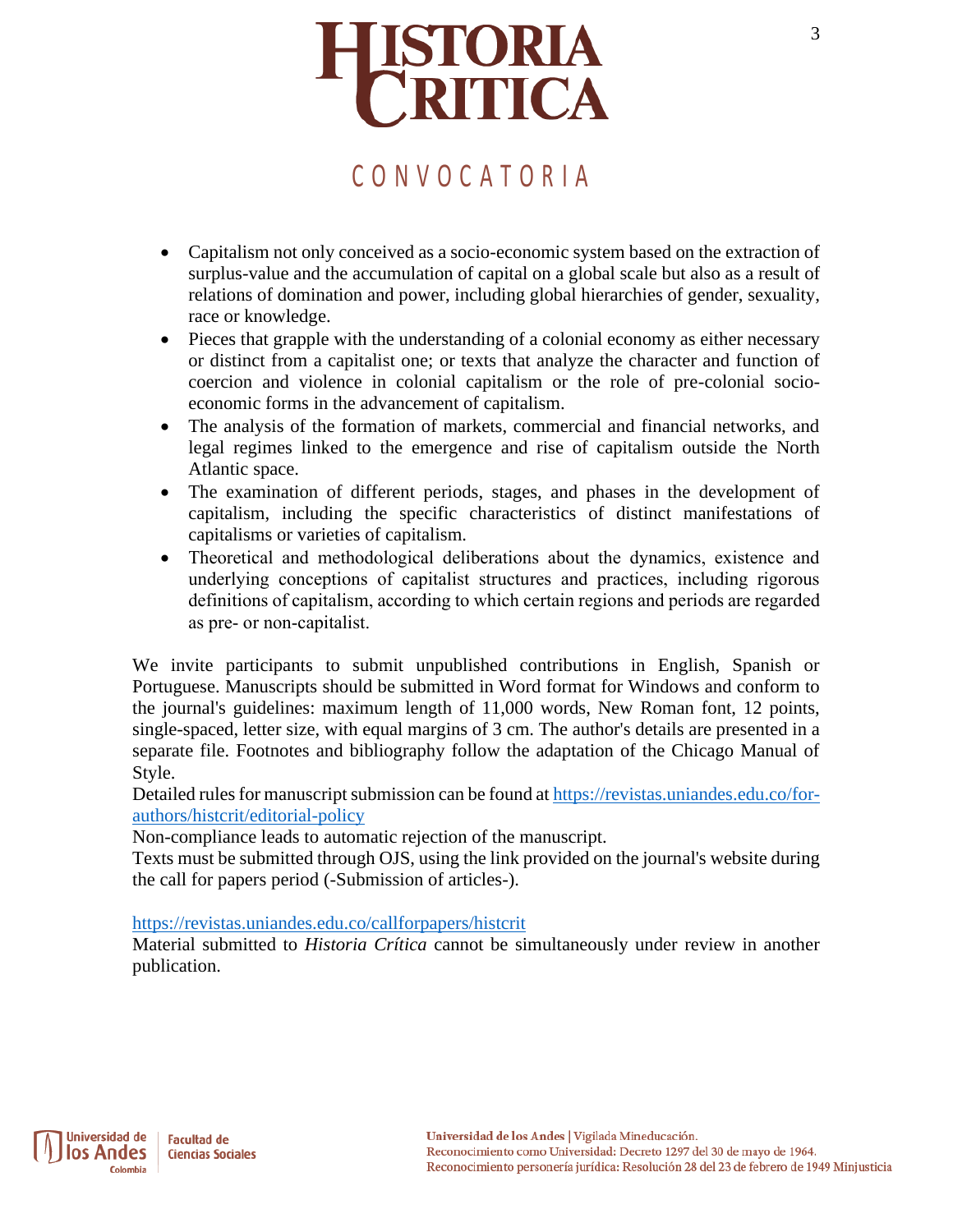- Capitalism not only conceived as a socio-economic system based on the extraction of surplus-value and the accumulation of capital on a global scale but also as a result of relations of domination and power, including global hierarchies of gender, sexuality, race or knowledge.
- Pieces that grapple with the understanding of a colonial economy as either necessary or distinct from a capitalist one; or texts that analyze the character and function of coercion and violence in colonial capitalism or the role of pre-colonial socio-economic forms in the advancement of capitalism.
- The analysis of the formation of markets, commercial and financial networks, and legal regimes linked to the emergence and rise of capitalism outside the North Atlantic space.
- The examination of different periods, stages, and phases in the development of capitalism, including the specific characteristics of distinct manifestations of capitalisms or varieties of capitalism.
- Theoretical and methodological deliberations about the dynamics, existence and underlying conceptions of capitalist structures and practices, including rigorous definitions of capitalism, according to which certain regions and periods are regarded as pre- or non-capitalist.

We invite participants to submit unpublished contributions in English, Spanish or Portuguese. Manuscripts should be submitted in Word format for Windows and conform to the journal's guidelines: maximum length of 11,000 words, New Roman font, 12 points, single-spaced, letter size, with equal margins of 3 cm. The author's details are presented in a separate file. Footnotes and bibliography follow the adaptation of the Chicago Manual of Style.

Detailed rules for manuscript submission can be found at [https://revistas.uniandes.edu.co/for-authors/histcrit/editorial-policy](https://revistas.uniandes.edu.co/for-authors/histcrit/editorial-policy)

Non-compliance leads to automatic rejection of the manuscript.

Texts must be submitted through OJS, using the link provided on the journal's website during the call for papers period (-Submission of articles-).

[https://revistas.uniandes.edu.co/callforpapers/histcrit](https://revistas.uniandes.edu.co/callforpapers/histcrit)

Material submitted to *Historia Crítica* cannot be simultaneously under review in another publication.